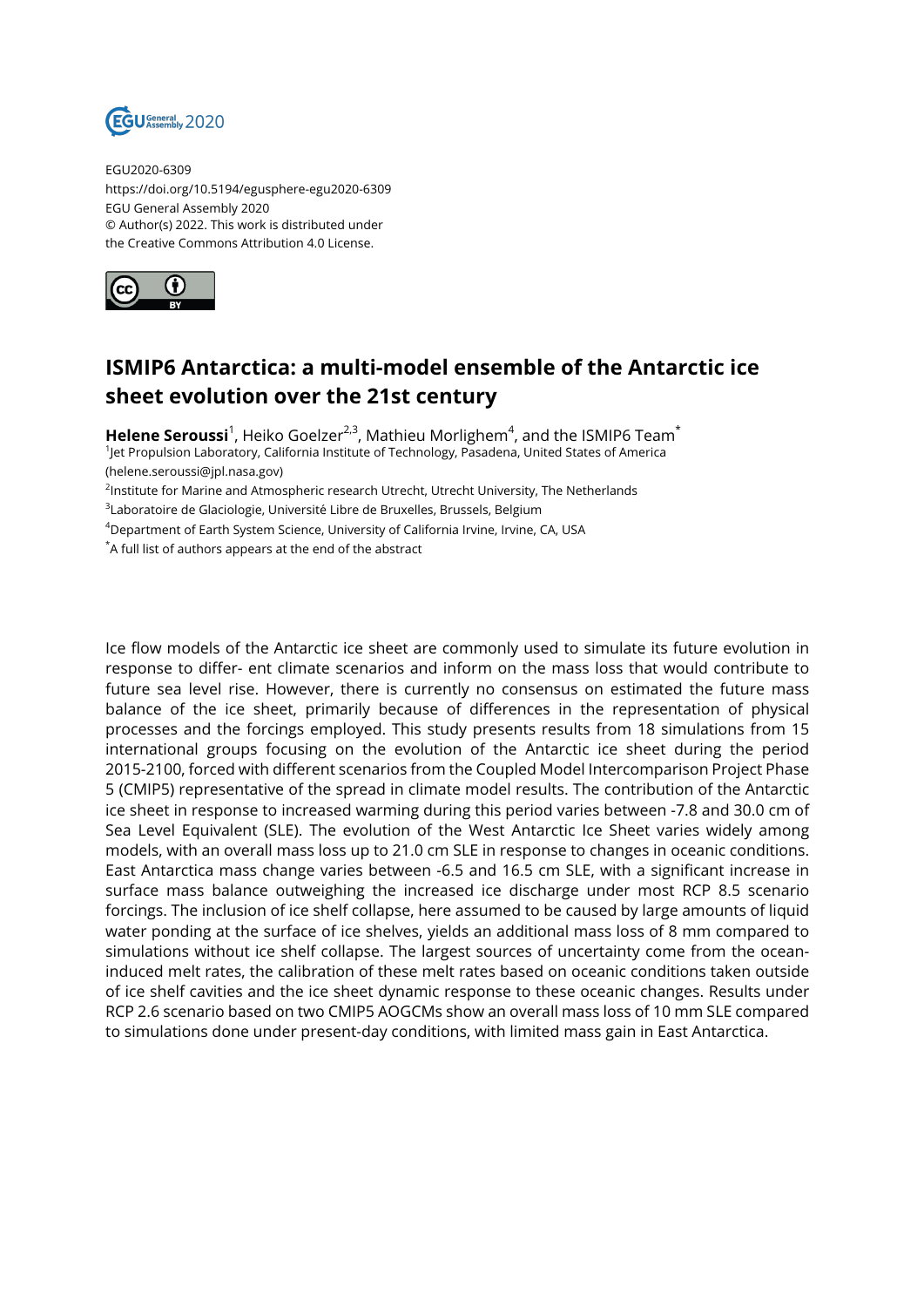EGU2020-6309
https://doi.org/10.5194/egusphere-egu2020-6309
EGU General Assembly 2020
© Author(s) 2022. This work is distributed under
the Creative Commons Attribution 4.0 License.

# ISMIP6 Antarctica: a multi-model ensemble of the Antarctic ice sheet evolution over the 21st century

**Helene Seroussi**[1], Heiko Goelzer[2,3], Mathieu Morlighem[4], and the ISMIP6 Team[*]

[1]Jet Propulsion Laboratory, California Institute of Technology, Pasadena, United States of America (helene.seroussi@jpl.nasa.gov)

[2]Institute for Marine and Atmospheric research Utrecht, Utrecht University, The Netherlands

[3]Laboratoire de Glaciologie, Université Libre de Bruxelles, Brussels, Belgium

[4]Department of Earth System Science, University of California Irvine, Irvine, CA, USA

[*]A full list of authors appears at the end of the abstract

Ice flow models of the Antarctic ice sheet are commonly used to simulate its future evolution in response to differ- ent climate scenarios and inform on the mass loss that would contribute to future sea level rise. However, there is currently no consensus on estimated the future mass balance of the ice sheet, primarily because of differences in the representation of physical processes and the forcings employed. This study presents results from 18 simulations from 15 international groups focusing on the evolution of the Antarctic ice sheet during the period 2015-2100, forced with different scenarios from the Coupled Model Intercomparison Project Phase 5 (CMIP5) representative of the spread in climate model results. The contribution of the Antarctic ice sheet in response to increased warming during this period varies between -7.8 and 30.0 cm of Sea Level Equivalent (SLE). The evolution of the West Antarctic Ice Sheet varies widely among models, with an overall mass loss up to 21.0 cm SLE in response to changes in oceanic conditions. East Antarctica mass change varies between -6.5 and 16.5 cm SLE, with a significant increase in surface mass balance outweighing the increased ice discharge under most RCP 8.5 scenario forcings. The inclusion of ice shelf collapse, here assumed to be caused by large amounts of liquid water ponding at the surface of ice shelves, yields an additional mass loss of 8 mm compared to simulations without ice shelf collapse. The largest sources of uncertainty come from the ocean-induced melt rates, the calibration of these melt rates based on oceanic conditions taken outside of ice shelf cavities and the ice sheet dynamic response to these oceanic changes. Results under RCP 2.6 scenario based on two CMIP5 AOGCMs show an overall mass loss of 10 mm SLE compared to simulations done under present-day conditions, with limited mass gain in East Antarctica.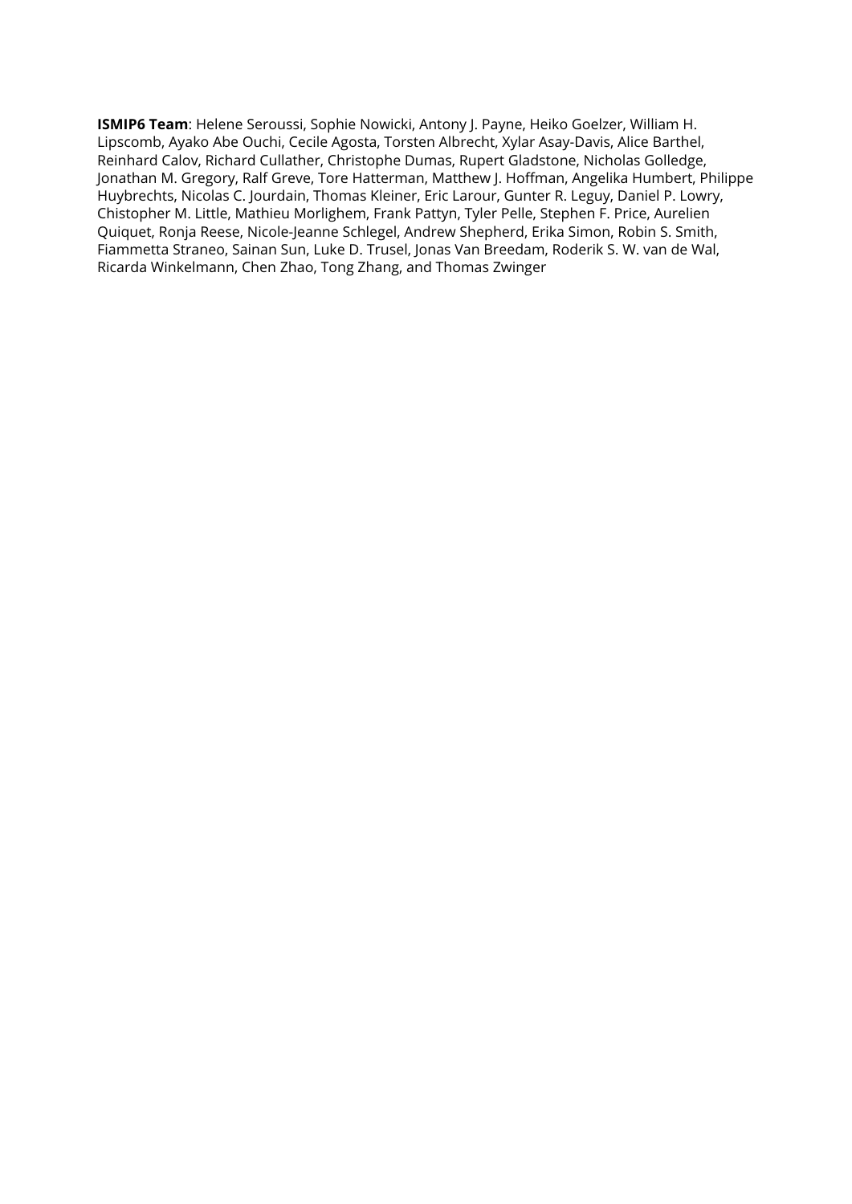**ISMIP6 Team**: Helene Seroussi, Sophie Nowicki, Antony J. Payne, Heiko Goelzer, William H. Lipscomb, Ayako Abe Ouchi, Cecile Agosta, Torsten Albrecht, Xylar Asay-Davis, Alice Barthel, Reinhard Calov, Richard Cullather, Christophe Dumas, Rupert Gladstone, Nicholas Golledge, Jonathan M. Gregory, Ralf Greve, Tore Hatterman, Matthew J. Hoffman, Angelika Humbert, Philippe Huybrechts, Nicolas C. Jourdain, Thomas Kleiner, Eric Larour, Gunter R. Leguy, Daniel P. Lowry, Chistopher M. Little, Mathieu Morlighem, Frank Pattyn, Tyler Pelle, Stephen F. Price, Aurelien Quiquet, Ronja Reese, Nicole-Jeanne Schlegel, Andrew Shepherd, Erika Simon, Robin S. Smith, Fiammetta Straneo, Sainan Sun, Luke D. Trusel, Jonas Van Breedam, Roderik S. W. van de Wal, Ricarda Winkelmann, Chen Zhao, Tong Zhang, and Thomas Zwinger